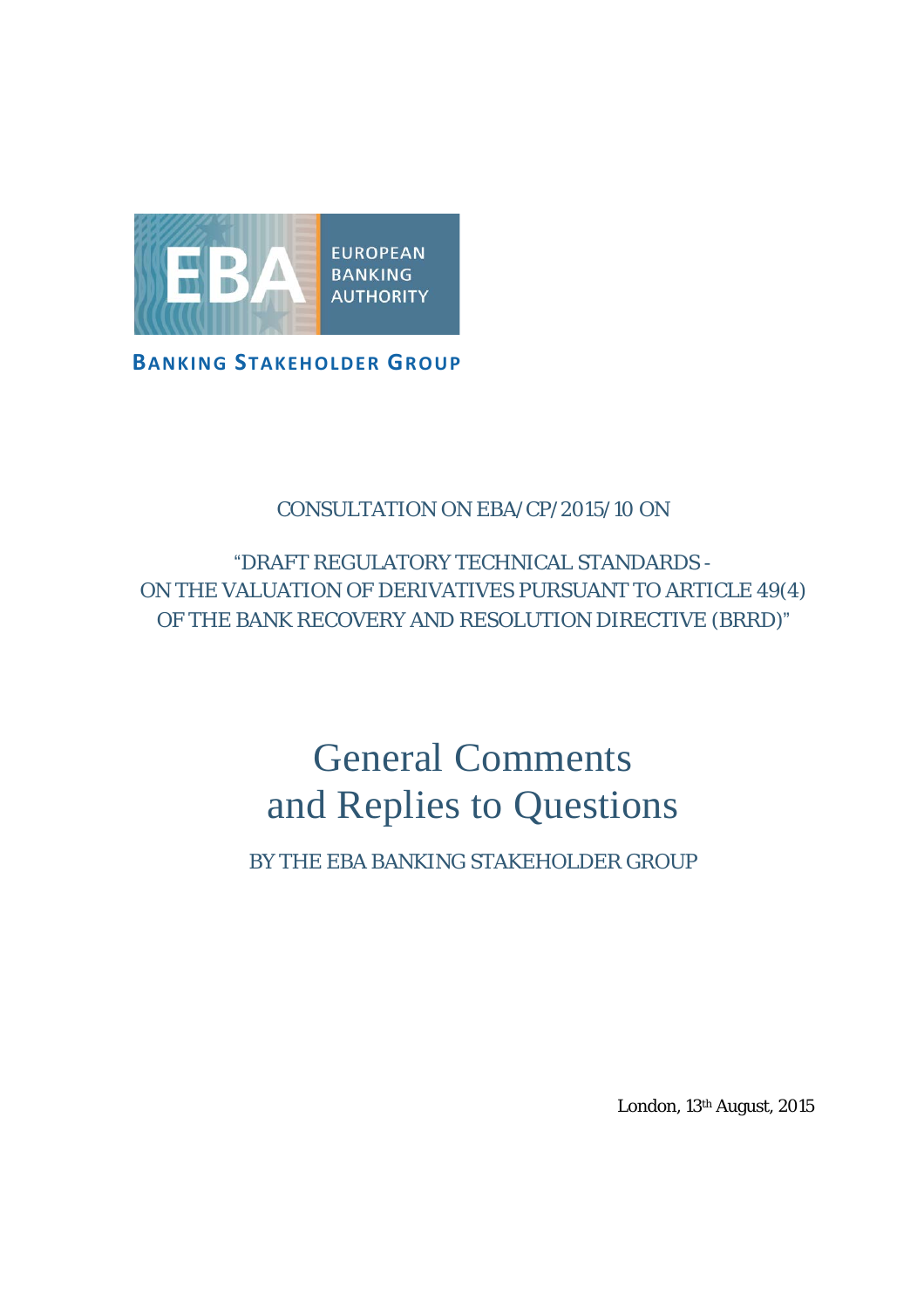EUROPEAN BANKING AUTHORITY

**BANKING STAKEHOLDER GROUP**

CONSULTATION ON EBA/CP/2015/10 ON

"DRAFT REGULATORY TECHNICAL STANDARDS - ON THE VALUATION OF DERIVATIVES PURSUANT TO ARTICLE 49(4) OF THE BANK RECOVERY AND RESOLUTION DIRECTIVE (BRRD)"

# General Comments and Replies to Questions

BY THE EBA BANKING STAKEHOLDER GROUP

London, 13th August, 2015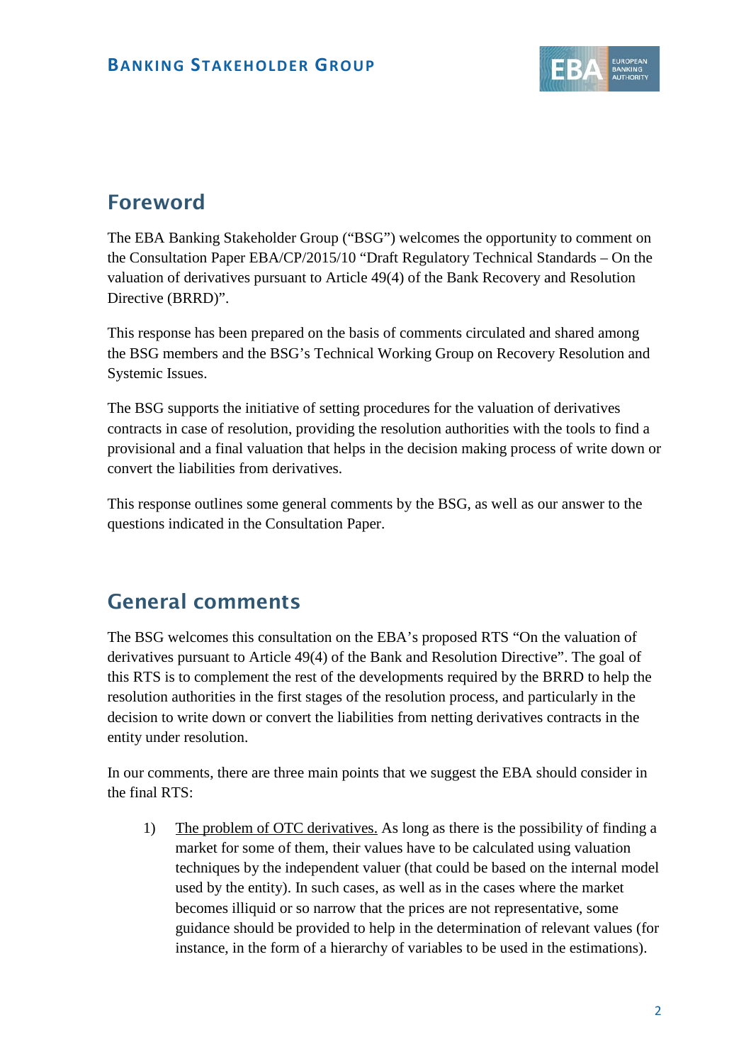## Foreword

The EBA Banking Stakeholder Group ("BSG") welcomes the opportunity to comment on the Consultation Paper EBA/CP/2015/10 "Draft Regulatory Technical Standards – On the valuation of derivatives pursuant to Article 49(4) of the Bank Recovery and Resolution Directive (BRRD)".

This response has been prepared on the basis of comments circulated and shared among the BSG members and the BSG's Technical Working Group on Recovery Resolution and Systemic Issues.

The BSG supports the initiative of setting procedures for the valuation of derivatives contracts in case of resolution, providing the resolution authorities with the tools to find a provisional and a final valuation that helps in the decision making process of write down or convert the liabilities from derivatives.

This response outlines some general comments by the BSG, as well as our answer to the questions indicated in the Consultation Paper.

## General comments

The BSG welcomes this consultation on the EBA's proposed RTS "On the valuation of derivatives pursuant to Article 49(4) of the Bank and Resolution Directive". The goal of this RTS is to complement the rest of the developments required by the BRRD to help the resolution authorities in the first stages of the resolution process, and particularly in the decision to write down or convert the liabilities from netting derivatives contracts in the entity under resolution.

In our comments, there are three main points that we suggest the EBA should consider in the final RTS:

1) The problem of OTC derivatives. As long as there is the possibility of finding a market for some of them, their values have to be calculated using valuation techniques by the independent valuer (that could be based on the internal model used by the entity). In such cases, as well as in the cases where the market becomes illiquid or so narrow that the prices are not representative, some guidance should be provided to help in the determination of relevant values (for instance, in the form of a hierarchy of variables to be used in the estimations).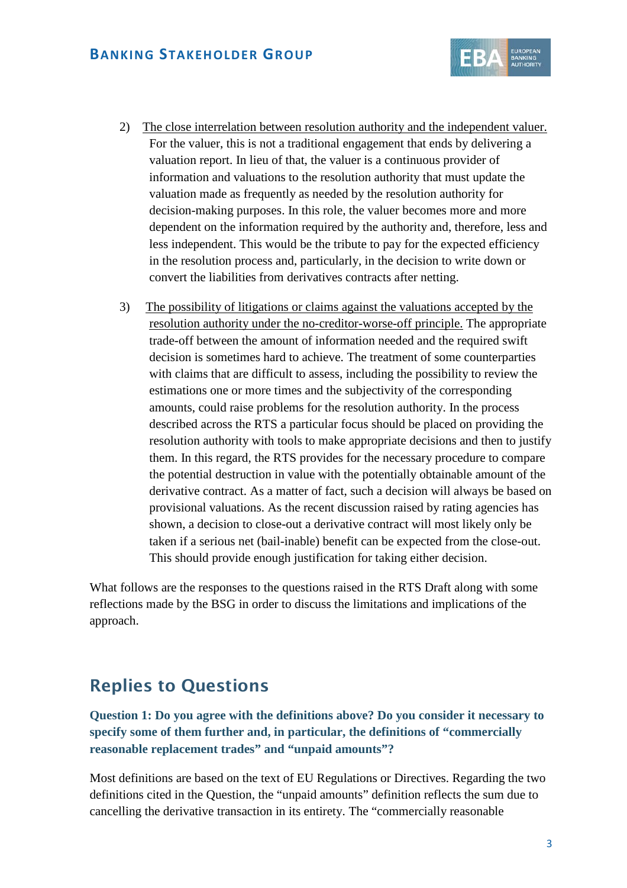2) The close interrelation between resolution authority and the independent valuer. For the valuer, this is not a traditional engagement that ends by delivering a valuation report. In lieu of that, the valuer is a continuous provider of information and valuations to the resolution authority that must update the valuation made as frequently as needed by the resolution authority for decision-making purposes. In this role, the valuer becomes more and more dependent on the information required by the authority and, therefore, less and less independent. This would be the tribute to pay for the expected efficiency in the resolution process and, particularly, in the decision to write down or convert the liabilities from derivatives contracts after netting.

3) The possibility of litigations or claims against the valuations accepted by the resolution authority under the no-creditor-worse-off principle. The appropriate trade-off between the amount of information needed and the required swift decision is sometimes hard to achieve. The treatment of some counterparties with claims that are difficult to assess, including the possibility to review the estimations one or more times and the subjectivity of the corresponding amounts, could raise problems for the resolution authority. In the process described across the RTS a particular focus should be placed on providing the resolution authority with tools to make appropriate decisions and then to justify them. In this regard, the RTS provides for the necessary procedure to compare the potential destruction in value with the potentially obtainable amount of the derivative contract. As a matter of fact, such a decision will always be based on provisional valuations. As the recent discussion raised by rating agencies has shown, a decision to close-out a derivative contract will most likely only be taken if a serious net (bail-inable) benefit can be expected from the close-out. This should provide enough justification for taking either decision.

What follows are the responses to the questions raised in the RTS Draft along with some reflections made by the BSG in order to discuss the limitations and implications of the approach.

## Replies to Questions

**Question 1: Do you agree with the definitions above? Do you consider it necessary to specify some of them further and, in particular, the definitions of "commercially reasonable replacement trades" and "unpaid amounts"?**

Most definitions are based on the text of EU Regulations or Directives. Regarding the two definitions cited in the Question, the "unpaid amounts" definition reflects the sum due to cancelling the derivative transaction in its entirety. The "commercially reasonable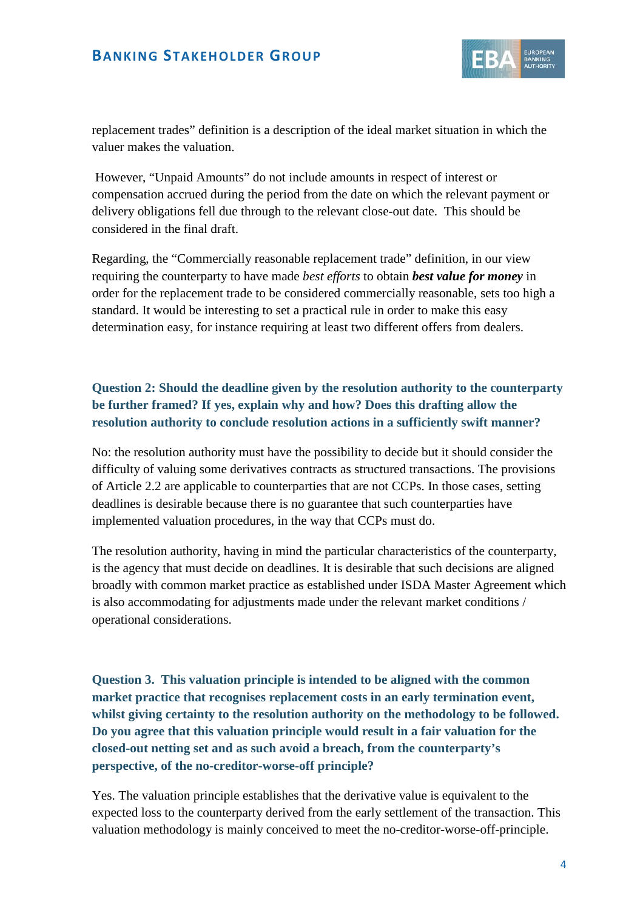replacement trades" definition is a description of the ideal market situation in which the valuer makes the valuation.

However, "Unpaid Amounts" do not include amounts in respect of interest or compensation accrued during the period from the date on which the relevant payment or delivery obligations fell due through to the relevant close-out date. This should be considered in the final draft.

Regarding, the "Commercially reasonable replacement trade" definition, in our view requiring the counterparty to have made *best efforts* to obtain ***best value for money*** in order for the replacement trade to be considered commercially reasonable, sets too high a standard. It would be interesting to set a practical rule in order to make this easy determination easy, for instance requiring at least two different offers from dealers.

**Question 2: Should the deadline given by the resolution authority to the counterparty be further framed? If yes, explain why and how? Does this drafting allow the resolution authority to conclude resolution actions in a sufficiently swift manner?**

No: the resolution authority must have the possibility to decide but it should consider the difficulty of valuing some derivatives contracts as structured transactions. The provisions of Article 2.2 are applicable to counterparties that are not CCPs. In those cases, setting deadlines is desirable because there is no guarantee that such counterparties have implemented valuation procedures, in the way that CCPs must do.

The resolution authority, having in mind the particular characteristics of the counterparty, is the agency that must decide on deadlines. It is desirable that such decisions are aligned broadly with common market practice as established under ISDA Master Agreement which is also accommodating for adjustments made under the relevant market conditions / operational considerations.

**Question 3. This valuation principle is intended to be aligned with the common market practice that recognises replacement costs in an early termination event, whilst giving certainty to the resolution authority on the methodology to be followed. Do you agree that this valuation principle would result in a fair valuation for the closed-out netting set and as such avoid a breach, from the counterparty's perspective, of the no-creditor-worse-off principle?**

Yes. The valuation principle establishes that the derivative value is equivalent to the expected loss to the counterparty derived from the early settlement of the transaction. This valuation methodology is mainly conceived to meet the no-creditor-worse-off-principle.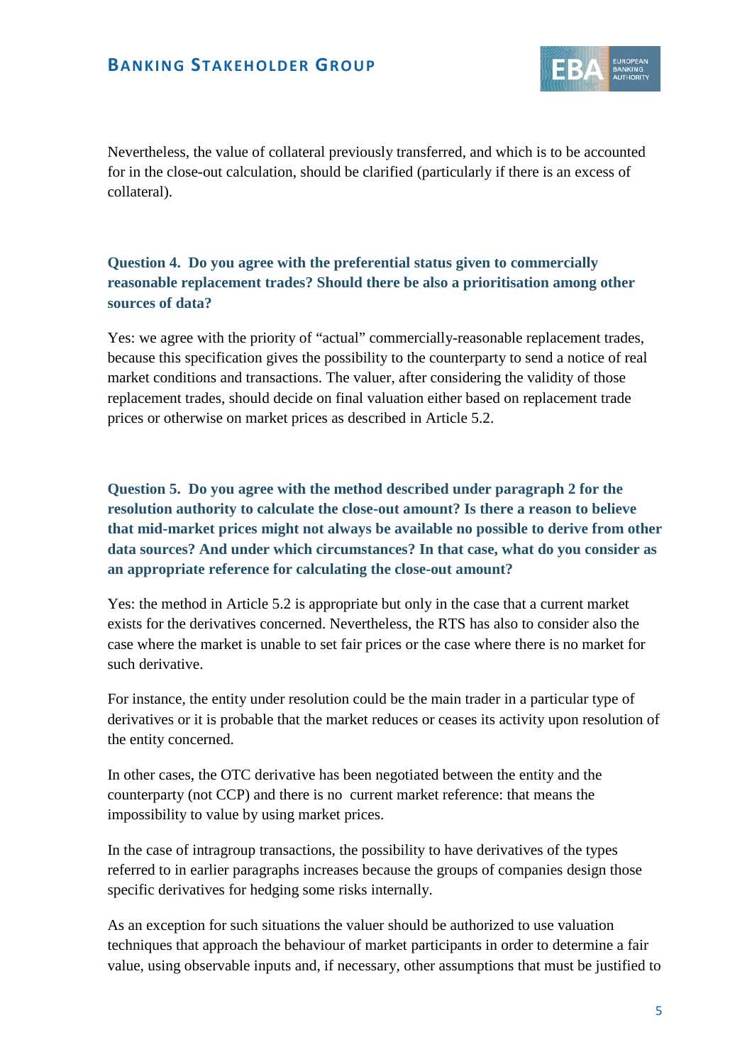Nevertheless, the value of collateral previously transferred, and which is to be accounted for in the close-out calculation, should be clarified (particularly if there is an excess of collateral).

### Question 4. Do you agree with the preferential status given to commercially reasonable replacement trades? Should there be also a prioritisation among other sources of data?

Yes: we agree with the priority of "actual" commercially-reasonable replacement trades, because this specification gives the possibility to the counterparty to send a notice of real market conditions and transactions. The valuer, after considering the validity of those replacement trades, should decide on final valuation either based on replacement trade prices or otherwise on market prices as described in Article 5.2.

### Question 5. Do you agree with the method described under paragraph 2 for the resolution authority to calculate the close-out amount? Is there a reason to believe that mid-market prices might not always be available no possible to derive from other data sources? And under which circumstances? In that case, what do you consider as an appropriate reference for calculating the close-out amount?

Yes: the method in Article 5.2 is appropriate but only in the case that a current market exists for the derivatives concerned. Nevertheless, the RTS has also to consider also the case where the market is unable to set fair prices or the case where there is no market for such derivative.

For instance, the entity under resolution could be the main trader in a particular type of derivatives or it is probable that the market reduces or ceases its activity upon resolution of the entity concerned.

In other cases, the OTC derivative has been negotiated between the entity and the counterparty (not CCP) and there is no current market reference: that means the impossibility to value by using market prices.

In the case of intragroup transactions, the possibility to have derivatives of the types referred to in earlier paragraphs increases because the groups of companies design those specific derivatives for hedging some risks internally.

As an exception for such situations the valuer should be authorized to use valuation techniques that approach the behaviour of market participants in order to determine a fair value, using observable inputs and, if necessary, other assumptions that must be justified to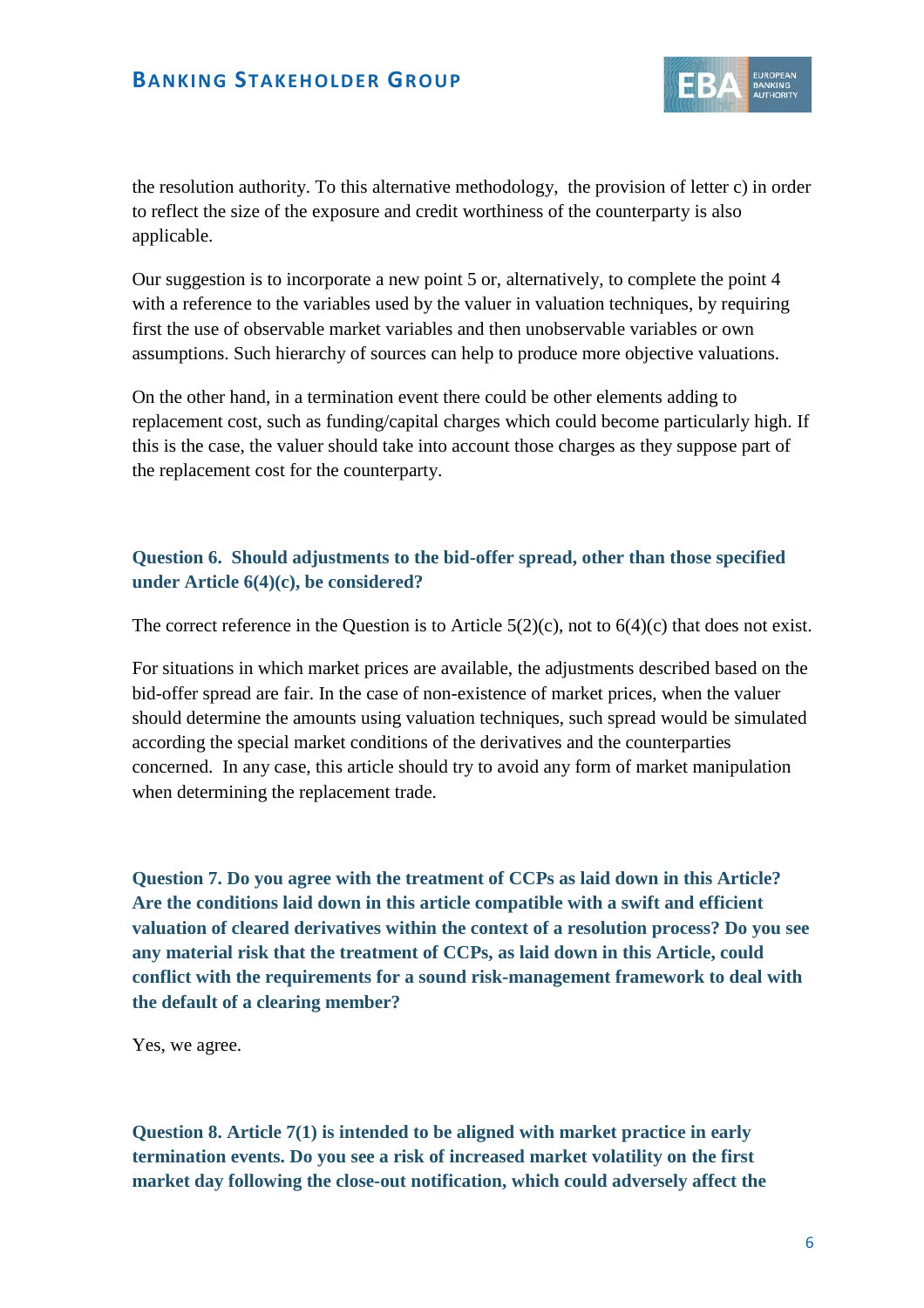the resolution authority. To this alternative methodology, the provision of letter c) in order to reflect the size of the exposure and credit worthiness of the counterparty is also applicable.

Our suggestion is to incorporate a new point 5 or, alternatively, to complete the point 4 with a reference to the variables used by the valuer in valuation techniques, by requiring first the use of observable market variables and then unobservable variables or own assumptions. Such hierarchy of sources can help to produce more objective valuations.

On the other hand, in a termination event there could be other elements adding to replacement cost, such as funding/capital charges which could become particularly high. If this is the case, the valuer should take into account those charges as they suppose part of the replacement cost for the counterparty.

**Question 6. Should adjustments to the bid-offer spread, other than those specified under Article 6(4)(c), be considered?**

The correct reference in the Question is to Article 5(2)(c), not to 6(4)(c) that does not exist.

For situations in which market prices are available, the adjustments described based on the bid-offer spread are fair. In the case of non-existence of market prices, when the valuer should determine the amounts using valuation techniques, such spread would be simulated according the special market conditions of the derivatives and the counterparties concerned. In any case, this article should try to avoid any form of market manipulation when determining the replacement trade.

**Question 7. Do you agree with the treatment of CCPs as laid down in this Article? Are the conditions laid down in this article compatible with a swift and efficient valuation of cleared derivatives within the context of a resolution process? Do you see any material risk that the treatment of CCPs, as laid down in this Article, could conflict with the requirements for a sound risk-management framework to deal with the default of a clearing member?**

Yes, we agree.

**Question 8. Article 7(1) is intended to be aligned with market practice in early termination events. Do you see a risk of increased market volatility on the first market day following the close-out notification, which could adversely affect the**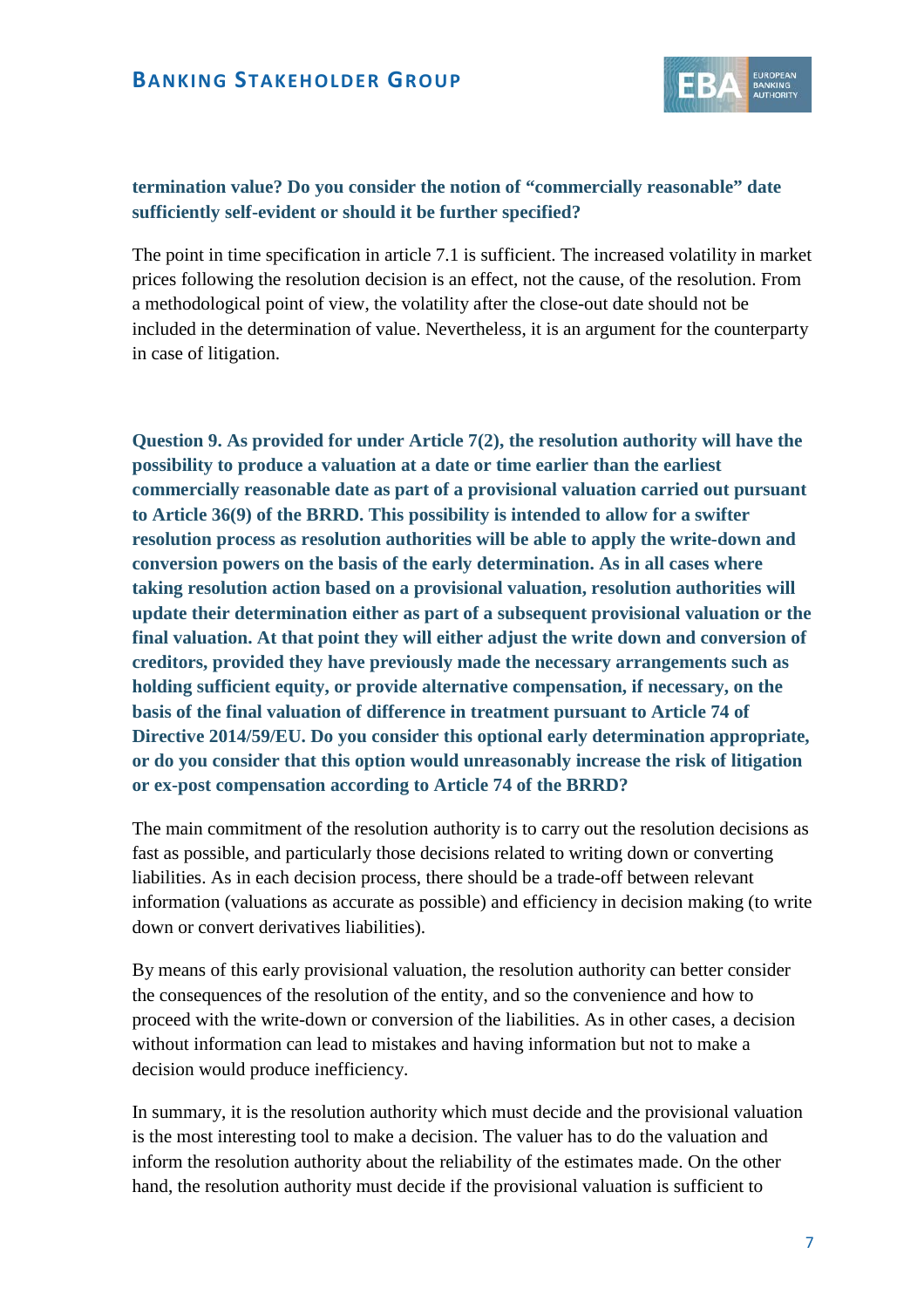**termination value? Do you consider the notion of "commercially reasonable" date sufficiently self-evident or should it be further specified?**

The point in time specification in article 7.1 is sufficient. The increased volatility in market prices following the resolution decision is an effect, not the cause, of the resolution. From a methodological point of view, the volatility after the close-out date should not be included in the determination of value. Nevertheless, it is an argument for the counterparty in case of litigation.

**Question 9. As provided for under Article 7(2), the resolution authority will have the possibility to produce a valuation at a date or time earlier than the earliest commercially reasonable date as part of a provisional valuation carried out pursuant to Article 36(9) of the BRRD. This possibility is intended to allow for a swifter resolution process as resolution authorities will be able to apply the write-down and conversion powers on the basis of the early determination. As in all cases where taking resolution action based on a provisional valuation, resolution authorities will update their determination either as part of a subsequent provisional valuation or the final valuation. At that point they will either adjust the write down and conversion of creditors, provided they have previously made the necessary arrangements such as holding sufficient equity, or provide alternative compensation, if necessary, on the basis of the final valuation of difference in treatment pursuant to Article 74 of Directive 2014/59/EU. Do you consider this optional early determination appropriate, or do you consider that this option would unreasonably increase the risk of litigation or ex-post compensation according to Article 74 of the BRRD?**

The main commitment of the resolution authority is to carry out the resolution decisions as fast as possible, and particularly those decisions related to writing down or converting liabilities. As in each decision process, there should be a trade-off between relevant information (valuations as accurate as possible) and efficiency in decision making (to write down or convert derivatives liabilities).

By means of this early provisional valuation, the resolution authority can better consider the consequences of the resolution of the entity, and so the convenience and how to proceed with the write-down or conversion of the liabilities. As in other cases, a decision without information can lead to mistakes and having information but not to make a decision would produce inefficiency.

In summary, it is the resolution authority which must decide and the provisional valuation is the most interesting tool to make a decision. The valuer has to do the valuation and inform the resolution authority about the reliability of the estimates made. On the other hand, the resolution authority must decide if the provisional valuation is sufficient to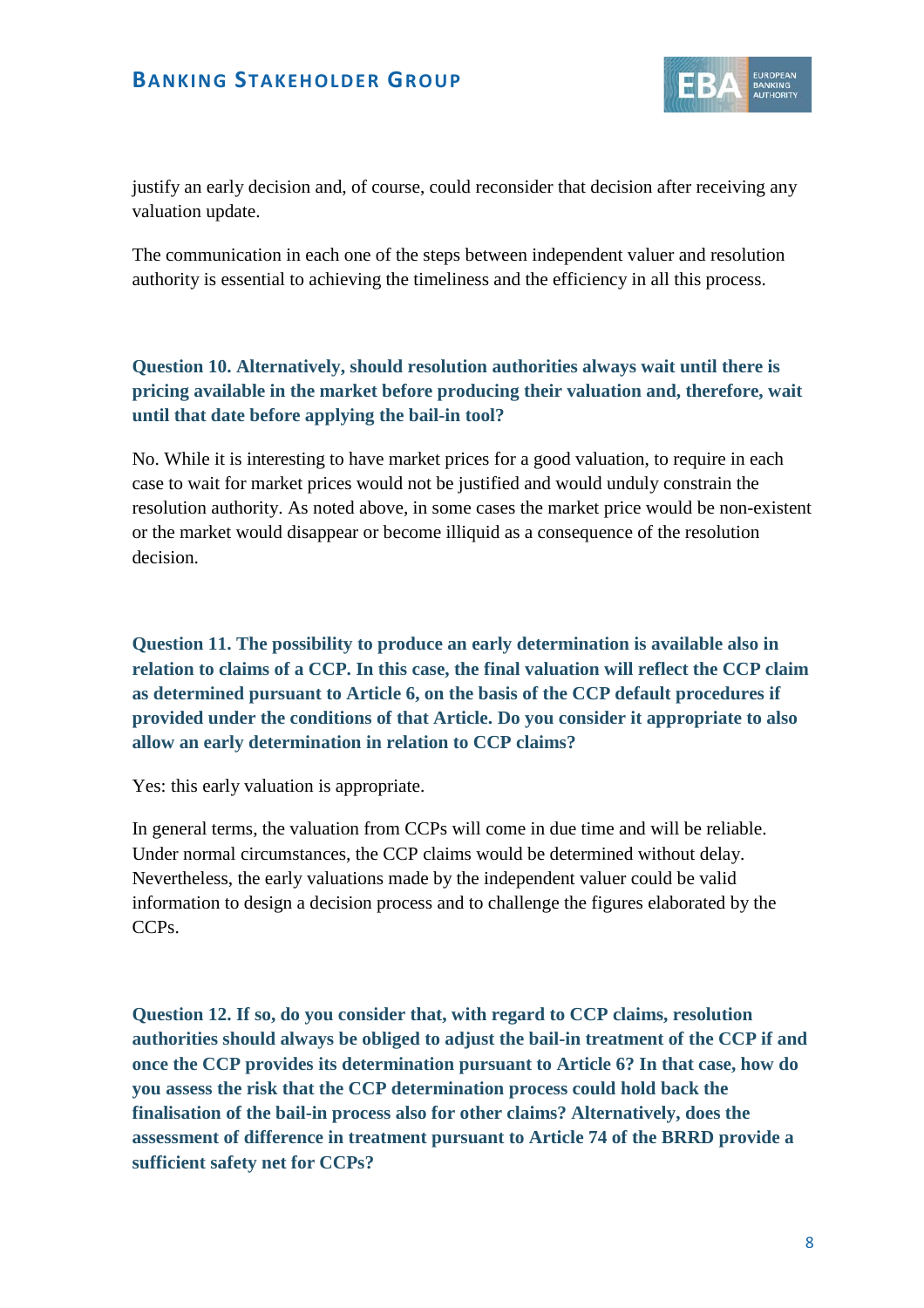justify an early decision and, of course, could reconsider that decision after receiving any valuation update.

The communication in each one of the steps between independent valuer and resolution authority is essential to achieving the timeliness and the efficiency in all this process.

**Question 10. Alternatively, should resolution authorities always wait until there is pricing available in the market before producing their valuation and, therefore, wait until that date before applying the bail-in tool?**

No. While it is interesting to have market prices for a good valuation, to require in each case to wait for market prices would not be justified and would unduly constrain the resolution authority. As noted above, in some cases the market price would be non-existent or the market would disappear or become illiquid as a consequence of the resolution decision.

**Question 11. The possibility to produce an early determination is available also in relation to claims of a CCP. In this case, the final valuation will reflect the CCP claim as determined pursuant to Article 6, on the basis of the CCP default procedures if provided under the conditions of that Article. Do you consider it appropriate to also allow an early determination in relation to CCP claims?**

Yes: this early valuation is appropriate.

In general terms, the valuation from CCPs will come in due time and will be reliable. Under normal circumstances, the CCP claims would be determined without delay. Nevertheless, the early valuations made by the independent valuer could be valid information to design a decision process and to challenge the figures elaborated by the CCPs.

**Question 12. If so, do you consider that, with regard to CCP claims, resolution authorities should always be obliged to adjust the bail-in treatment of the CCP if and once the CCP provides its determination pursuant to Article 6? In that case, how do you assess the risk that the CCP determination process could hold back the finalisation of the bail-in process also for other claims? Alternatively, does the assessment of difference in treatment pursuant to Article 74 of the BRRD provide a sufficient safety net for CCPs?**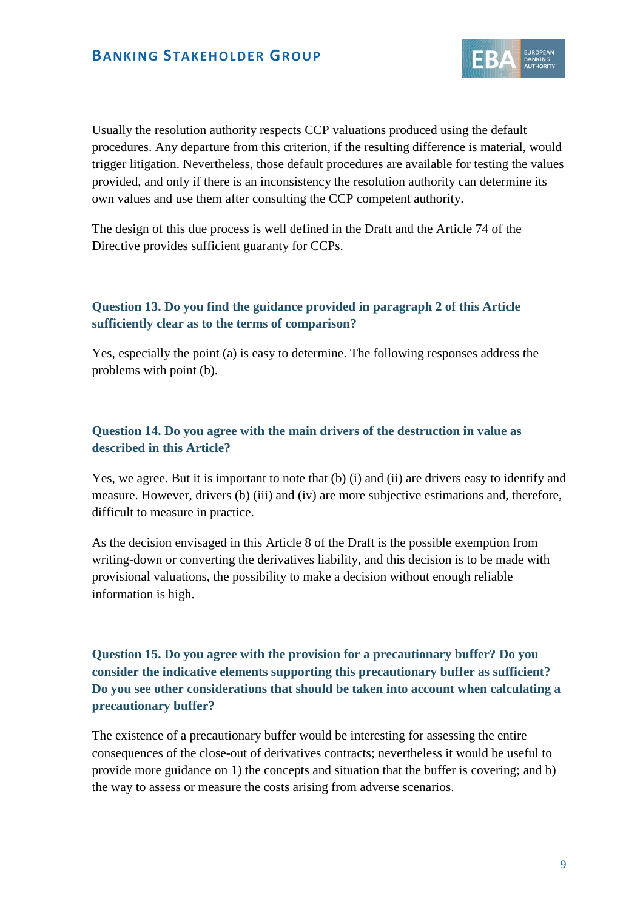Usually the resolution authority respects CCP valuations produced using the default procedures. Any departure from this criterion, if the resulting difference is material, would trigger litigation. Nevertheless, those default procedures are available for testing the values provided, and only if there is an inconsistency the resolution authority can determine its own values and use them after consulting the CCP competent authority.

The design of this due process is well defined in the Draft and the Article 74 of the Directive provides sufficient guaranty for CCPs.

### Question 13. Do you find the guidance provided in paragraph 2 of this Article sufficiently clear as to the terms of comparison?

Yes, especially the point (a) is easy to determine. The following responses address the problems with point (b).

### Question 14. Do you agree with the main drivers of the destruction in value as described in this Article?

Yes, we agree. But it is important to note that (b) (i) and (ii) are drivers easy to identify and measure. However, drivers (b) (iii) and (iv) are more subjective estimations and, therefore, difficult to measure in practice.

As the decision envisaged in this Article 8 of the Draft is the possible exemption from writing-down or converting the derivatives liability, and this decision is to be made with provisional valuations, the possibility to make a decision without enough reliable information is high.

### Question 15. Do you agree with the provision for a precautionary buffer? Do you consider the indicative elements supporting this precautionary buffer as sufficient? Do you see other considerations that should be taken into account when calculating a precautionary buffer?

The existence of a precautionary buffer would be interesting for assessing the entire consequences of the close-out of derivatives contracts; nevertheless it would be useful to provide more guidance on 1) the concepts and situation that the buffer is covering; and b) the way to assess or measure the costs arising from adverse scenarios.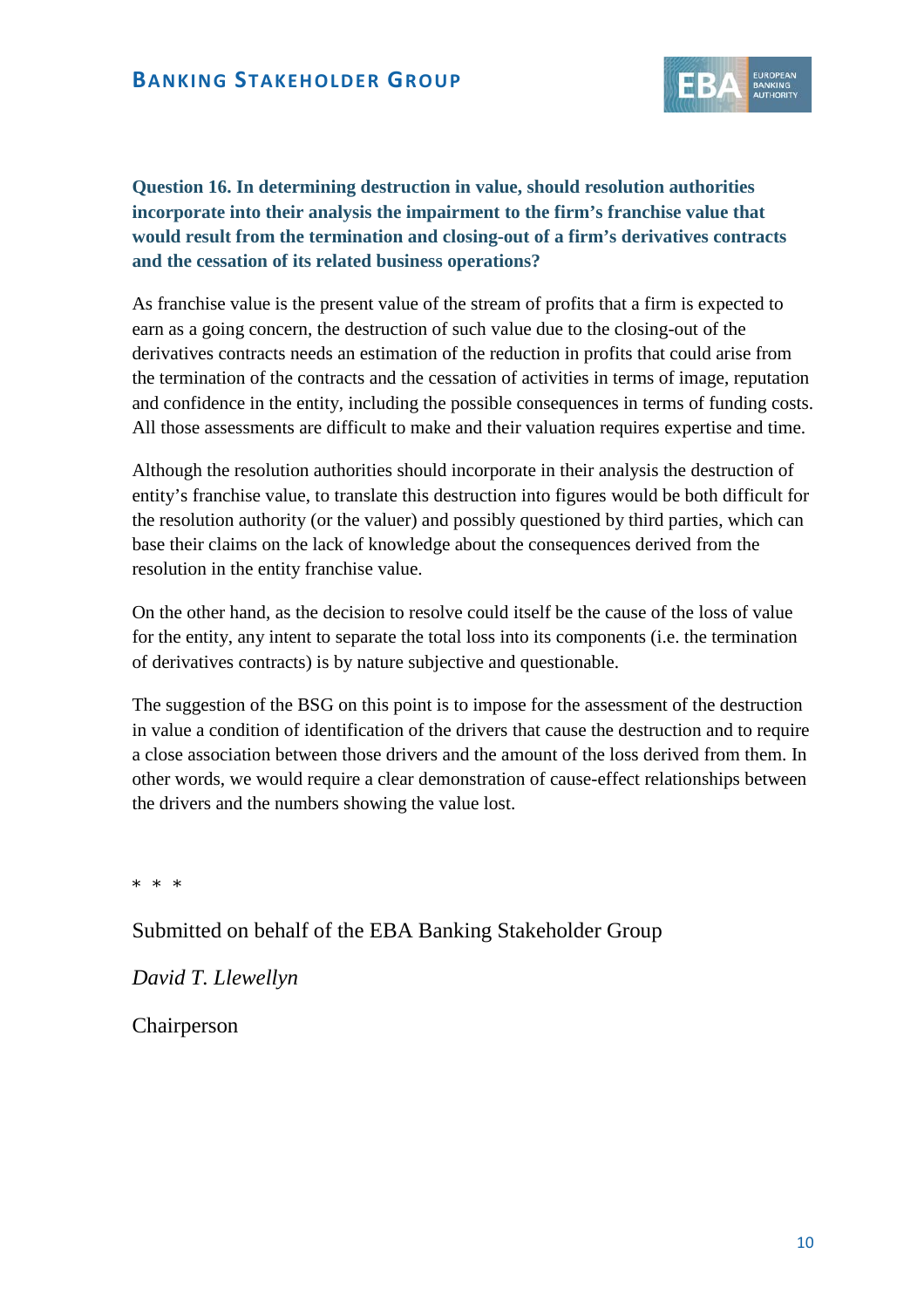**Question 16. In determining destruction in value, should resolution authorities incorporate into their analysis the impairment to the firm's franchise value that would result from the termination and closing-out of a firm's derivatives contracts and the cessation of its related business operations?**

As franchise value is the present value of the stream of profits that a firm is expected to earn as a going concern, the destruction of such value due to the closing-out of the derivatives contracts needs an estimation of the reduction in profits that could arise from the termination of the contracts and the cessation of activities in terms of image, reputation and confidence in the entity, including the possible consequences in terms of funding costs. All those assessments are difficult to make and their valuation requires expertise and time.

Although the resolution authorities should incorporate in their analysis the destruction of entity's franchise value, to translate this destruction into figures would be both difficult for the resolution authority (or the valuer) and possibly questioned by third parties, which can base their claims on the lack of knowledge about the consequences derived from the resolution in the entity franchise value.

On the other hand, as the decision to resolve could itself be the cause of the loss of value for the entity, any intent to separate the total loss into its components (i.e. the termination of derivatives contracts) is by nature subjective and questionable.

The suggestion of the BSG on this point is to impose for the assessment of the destruction in value a condition of identification of the drivers that cause the destruction and to require a close association between those drivers and the amount of the loss derived from them. In other words, we would require a clear demonstration of cause-effect relationships between the drivers and the numbers showing the value lost.

\* \* \*

Submitted on behalf of the EBA Banking Stakeholder Group

*David T. Llewellyn*

Chairperson